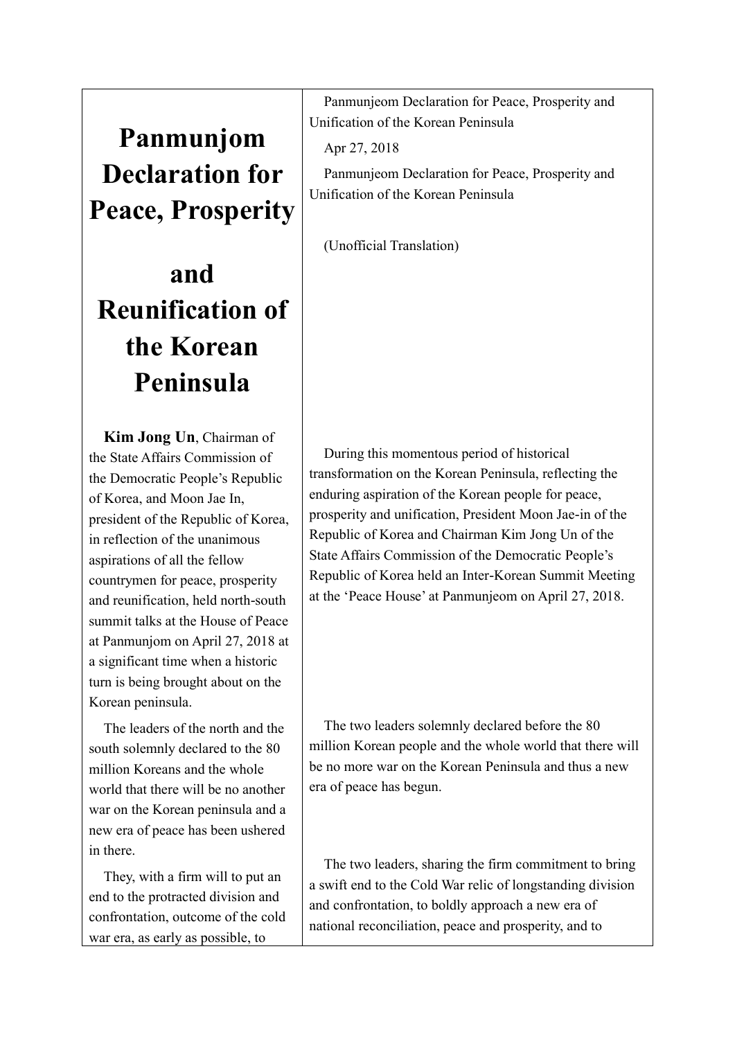| # Panmunjom Declaration for Peace, Prosperity and Reunification of the Korean Peninsula | Panmunjeom Declaration for Peace, Prosperity and Unification of the Korean Peninsula<br><br>Apr 27, 2018<br><br>Panmunjeom Declaration for Peace, Prosperity and Unification of the Korean Peninsula<br><br>(Unofficial Translation) |
|---|---|
| **Kim Jong Un**, Chairman of the State Affairs Commission of the Democratic People's Republic of Korea, and Moon Jae In, president of the Republic of Korea, in reflection of the unanimous aspirations of all the fellow countrymen for peace, prosperity and reunification, held north-south summit talks at the House of Peace at Panmunjom on April 27, 2018 at a significant time when a historic turn is being brought about on the Korean peninsula. | During this momentous period of historical transformation on the Korean Peninsula, reflecting the enduring aspiration of the Korean people for peace, prosperity and unification, President Moon Jae-in of the Republic of Korea and Chairman Kim Jong Un of the State Affairs Commission of the Democratic People's Republic of Korea held an Inter-Korean Summit Meeting at the 'Peace House' at Panmunjeom on April 27, 2018. |
| The leaders of the north and the south solemnly declared to the 80 million Koreans and the whole world that there will be no another war on the Korean peninsula and a new era of peace has been ushered in there. | The two leaders solemnly declared before the 80 million Korean people and the whole world that there will be no more war on the Korean Peninsula and thus a new era of peace has begun. |
| They, with a firm will to put an end to the protracted division and confrontation, outcome of the cold war era, as early as possible, to | The two leaders, sharing the firm commitment to bring a swift end to the Cold War relic of longstanding division and confrontation, to boldly approach a new era of national reconciliation, peace and prosperity, and to |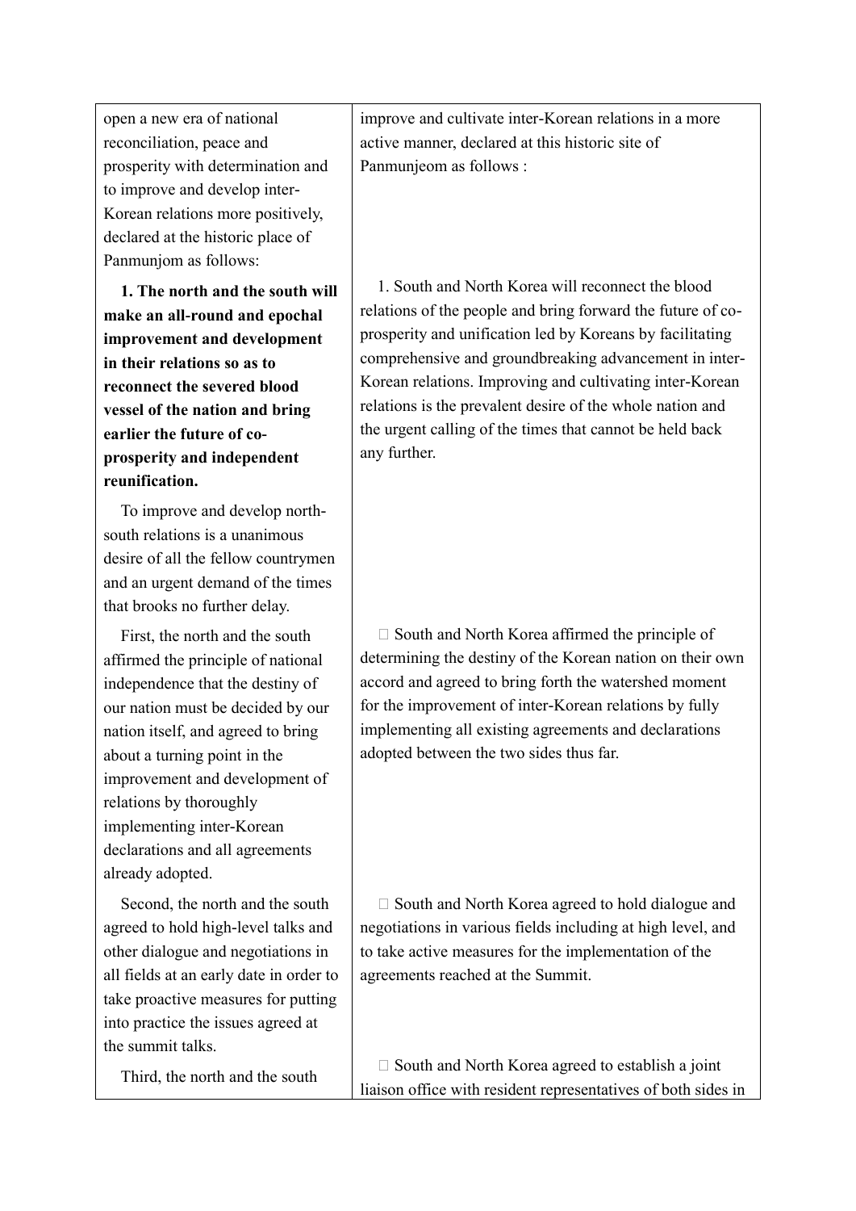| | |
|---|---|
| open a new era of national reconciliation, peace and prosperity with determination and to improve and develop inter-Korean relations more positively, declared at the historic place of Panmunjom as follows: | improve and cultivate inter-Korean relations in a more active manner, declared at this historic site of Panmunjeom as follows : |
| **1. The north and the south will make an all-round and epochal improvement and development in their relations so as to reconnect the severed blood vessel of the nation and bring earlier the future of co-prosperity and independent reunification.**<br><br>To improve and develop north-south relations is a unanimous desire of all the fellow countrymen and an urgent demand of the times that brooks no further delay. | 1. South and North Korea will reconnect the blood relations of the people and bring forward the future of co-prosperity and unification led by Koreans by facilitating comprehensive and groundbreaking advancement in inter-Korean relations. Improving and cultivating inter-Korean relations is the prevalent desire of the whole nation and the urgent calling of the times that cannot be held back any further. |
| First, the north and the south affirmed the principle of national independence that the destiny of our nation must be decided by our nation itself, and agreed to bring about a turning point in the improvement and development of relations by thoroughly implementing inter-Korean declarations and all agreements already adopted. | South and North Korea affirmed the principle of determining the destiny of the Korean nation on their own accord and agreed to bring forth the watershed moment for the improvement of inter-Korean relations by fully implementing all existing agreements and declarations adopted between the two sides thus far. |
| Second, the north and the south agreed to hold high-level talks and other dialogue and negotiations in all fields at an early date in order to take proactive measures for putting into practice the issues agreed at the summit talks. | South and North Korea agreed to hold dialogue and negotiations in various fields including at high level, and to take active measures for the implementation of the agreements reached at the Summit. |
| Third, the north and the south | South and North Korea agreed to establish a joint liaison office with resident representatives of both sides in |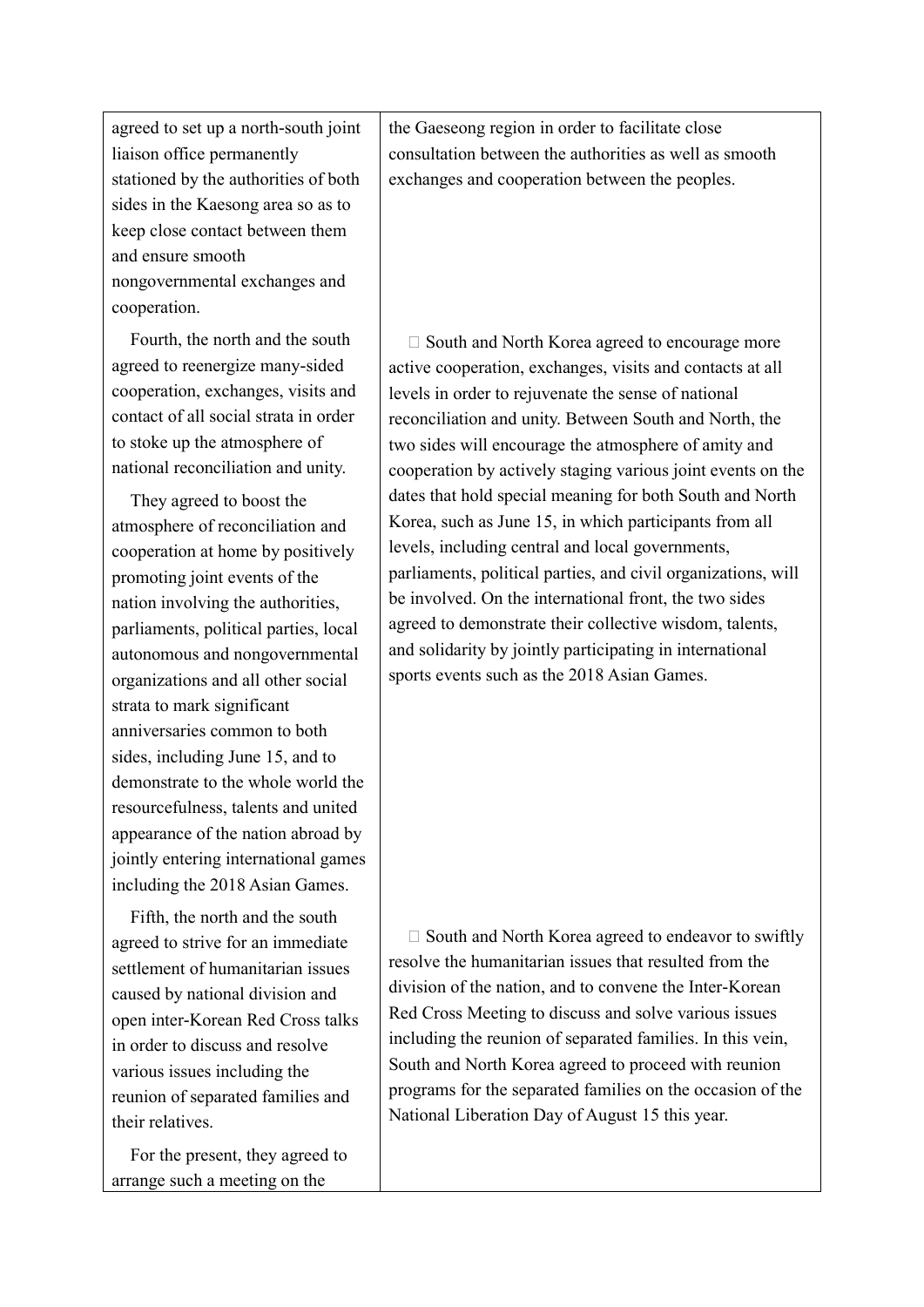| | |
|---|---|
| agreed to set up a north-south joint liaison office permanently stationed by the authorities of both sides in the Kaesong area so as to keep close contact between them and ensure smooth nongovernmental exchanges and cooperation. | the Gaeseong region in order to facilitate close consultation between the authorities as well as smooth exchanges and cooperation between the peoples. |
| Fourth, the north and the south agreed to reenergize many-sided cooperation, exchanges, visits and contact of all social strata in order to stoke up the atmosphere of national reconciliation and unity. They agreed to boost the atmosphere of reconciliation and cooperation at home by positively promoting joint events of the nation involving the authorities, parliaments, political parties, local autonomous and nongovernmental organizations and all other social strata to mark significant anniversaries common to both sides, including June 15, and to demonstrate to the whole world the resourcefulness, talents and united appearance of the nation abroad by jointly entering international games including the 2018 Asian Games. | □ South and North Korea agreed to encourage more active cooperation, exchanges, visits and contacts at all levels in order to rejuvenate the sense of national reconciliation and unity. Between South and North, the two sides will encourage the atmosphere of amity and cooperation by actively staging various joint events on the dates that hold special meaning for both South and North Korea, such as June 15, in which participants from all levels, including central and local governments, parliaments, political parties, and civil organizations, will be involved. On the international front, the two sides agreed to demonstrate their collective wisdom, talents, and solidarity by jointly participating in international sports events such as the 2018 Asian Games. |
| Fifth, the north and the south agreed to strive for an immediate settlement of humanitarian issues caused by national division and open inter-Korean Red Cross talks in order to discuss and resolve various issues including the reunion of separated families and their relatives. For the present, they agreed to arrange such a meeting on the | □ South and North Korea agreed to endeavor to swiftly resolve the humanitarian issues that resulted from the division of the nation, and to convene the Inter-Korean Red Cross Meeting to discuss and solve various issues including the reunion of separated families. In this vein, South and North Korea agreed to proceed with reunion programs for the separated families on the occasion of the National Liberation Day of August 15 this year. |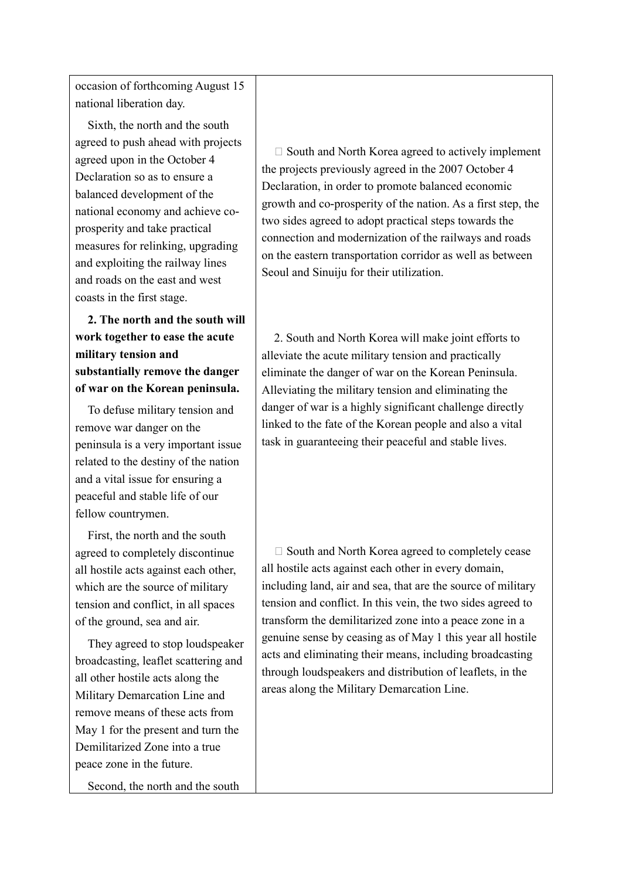| | |
|---|---|
| occasion of forthcoming August 15 national liberation day. | |
| Sixth, the north and the south agreed to push ahead with projects agreed upon in the October 4 Declaration so as to ensure a balanced development of the national economy and achieve co-prosperity and take practical measures for relinking, upgrading and exploiting the railway lines and roads on the east and west coasts in the first stage. | □ South and North Korea agreed to actively implement the projects previously agreed in the 2007 October 4 Declaration, in order to promote balanced economic growth and co-prosperity of the nation. As a first step, the two sides agreed to adopt practical steps towards the connection and modernization of the railways and roads on the eastern transportation corridor as well as between Seoul and Sinuiju for their utilization. |
| **2. The north and the south will work together to ease the acute military tension and substantially remove the danger of war on the Korean peninsula.** To defuse military tension and remove war danger on the peninsula is a very important issue related to the destiny of the nation and a vital issue for ensuring a peaceful and stable life of our fellow countrymen. | 2. South and North Korea will make joint efforts to alleviate the acute military tension and practically eliminate the danger of war on the Korean Peninsula. Alleviating the military tension and eliminating the danger of war is a highly significant challenge directly linked to the fate of the Korean people and also a vital task in guaranteeing their peaceful and stable lives. |
| First, the north and the south agreed to completely discontinue all hostile acts against each other, which are the source of military tension and conflict, in all spaces of the ground, sea and air. They agreed to stop loudspeaker broadcasting, leaflet scattering and all other hostile acts along the Military Demarcation Line and remove means of these acts from May 1 for the present and turn the Demilitarized Zone into a true peace zone in the future. | □ South and North Korea agreed to completely cease all hostile acts against each other in every domain, including land, air and sea, that are the source of military tension and conflict. In this vein, the two sides agreed to transform the demilitarized zone into a peace zone in a genuine sense by ceasing as of May 1 this year all hostile acts and eliminating their means, including broadcasting through loudspeakers and distribution of leaflets, in the areas along the Military Demarcation Line. |
| Second, the north and the south | |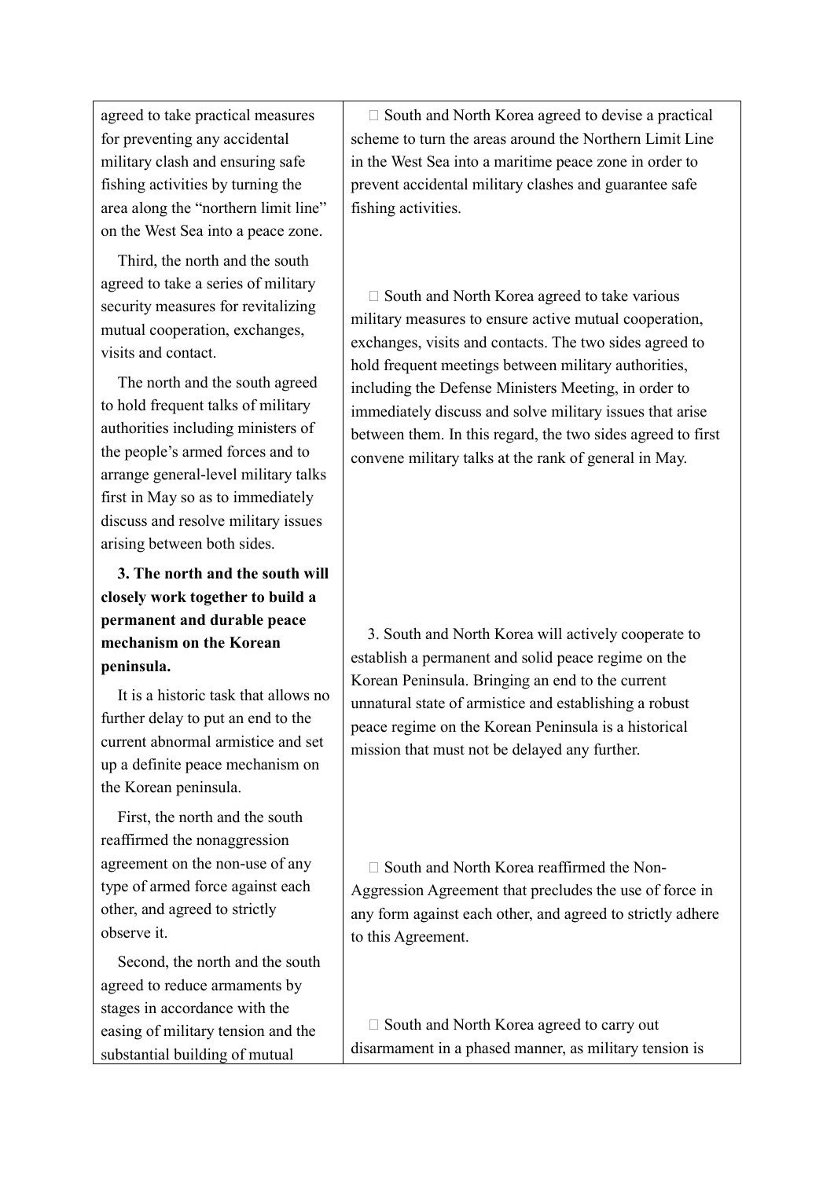| | |
|---|---|
| agreed to take practical measures for preventing any accidental military clash and ensuring safe fishing activities by turning the area along the "northern limit line" on the West Sea into a peace zone. | □ South and North Korea agreed to devise a practical scheme to turn the areas around the Northern Limit Line in the West Sea into a maritime peace zone in order to prevent accidental military clashes and guarantee safe fishing activities. |
| Third, the north and the south agreed to take a series of military security measures for revitalizing mutual cooperation, exchanges, visits and contact.<br><br>The north and the south agreed to hold frequent talks of military authorities including ministers of the people's armed forces and to arrange general-level military talks first in May so as to immediately discuss and resolve military issues arising between both sides. | □ South and North Korea agreed to take various military measures to ensure active mutual cooperation, exchanges, visits and contacts. The two sides agreed to hold frequent meetings between military authorities, including the Defense Ministers Meeting, in order to immediately discuss and solve military issues that arise between them. In this regard, the two sides agreed to first convene military talks at the rank of general in May. |
| **3. The north and the south will closely work together to build a permanent and durable peace mechanism on the Korean peninsula.**<br><br>It is a historic task that allows no further delay to put an end to the current abnormal armistice and set up a definite peace mechanism on the Korean peninsula. | 3. South and North Korea will actively cooperate to establish a permanent and solid peace regime on the Korean Peninsula. Bringing an end to the current unnatural state of armistice and establishing a robust peace regime on the Korean Peninsula is a historical mission that must not be delayed any further. |
| First, the north and the south reaffirmed the nonaggression agreement on the non-use of any type of armed force against each other, and agreed to strictly observe it. | □ South and North Korea reaffirmed the Non-Aggression Agreement that precludes the use of force in any form against each other, and agreed to strictly adhere to this Agreement. |
| Second, the north and the south agreed to reduce armaments by stages in accordance with the easing of military tension and the substantial building of mutual | □ South and North Korea agreed to carry out disarmament in a phased manner, as military tension is |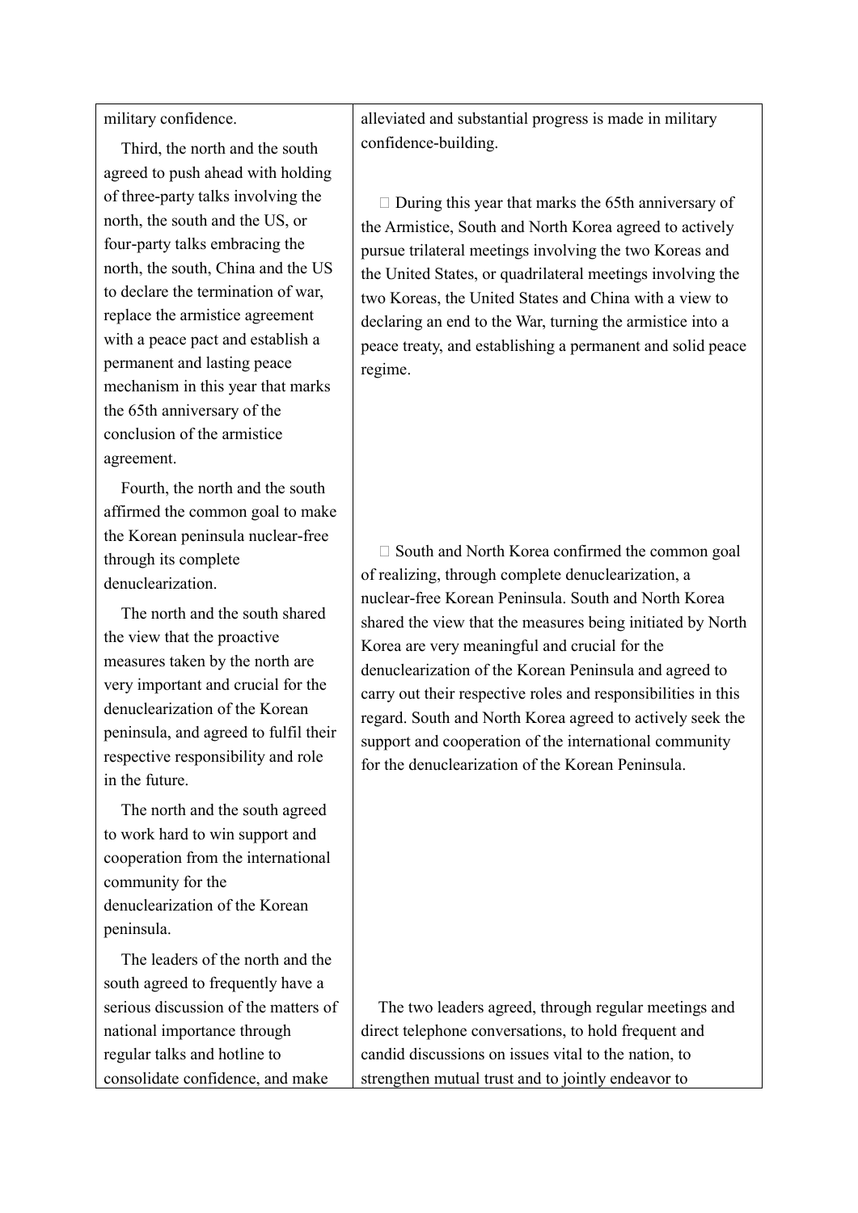| | |
|---|---|
| military confidence. | alleviated and substantial progress is made in military confidence-building. |
| Third, the north and the south agreed to push ahead with holding of three-party talks involving the north, the south and the US, or four-party talks embracing the north, the south, China and the US to declare the termination of war, replace the armistice agreement with a peace pact and establish a permanent and lasting peace mechanism in this year that marks the 65th anniversary of the conclusion of the armistice agreement. | During this year that marks the 65th anniversary of the Armistice, South and North Korea agreed to actively pursue trilateral meetings involving the two Koreas and the United States, or quadrilateral meetings involving the two Koreas, the United States and China with a view to declaring an end to the War, turning the armistice into a peace treaty, and establishing a permanent and solid peace regime. |
| Fourth, the north and the south affirmed the common goal to make the Korean peninsula nuclear-free through its complete denuclearization.<br><br>The north and the south shared the view that the proactive measures taken by the north are very important and crucial for the denuclearization of the Korean peninsula, and agreed to fulfil their respective responsibility and role in the future.<br><br>The north and the south agreed to work hard to win support and cooperation from the international community for the denuclearization of the Korean peninsula. | South and North Korea confirmed the common goal of realizing, through complete denuclearization, a nuclear-free Korean Peninsula. South and North Korea shared the view that the measures being initiated by North Korea are very meaningful and crucial for the denuclearization of the Korean Peninsula and agreed to carry out their respective roles and responsibilities in this regard. South and North Korea agreed to actively seek the support and cooperation of the international community for the denuclearization of the Korean Peninsula. |
| The leaders of the north and the south agreed to frequently have a serious discussion of the matters of national importance through regular talks and hotline to consolidate confidence, and make | The two leaders agreed, through regular meetings and direct telephone conversations, to hold frequent and candid discussions on issues vital to the nation, to strengthen mutual trust and to jointly endeavor to |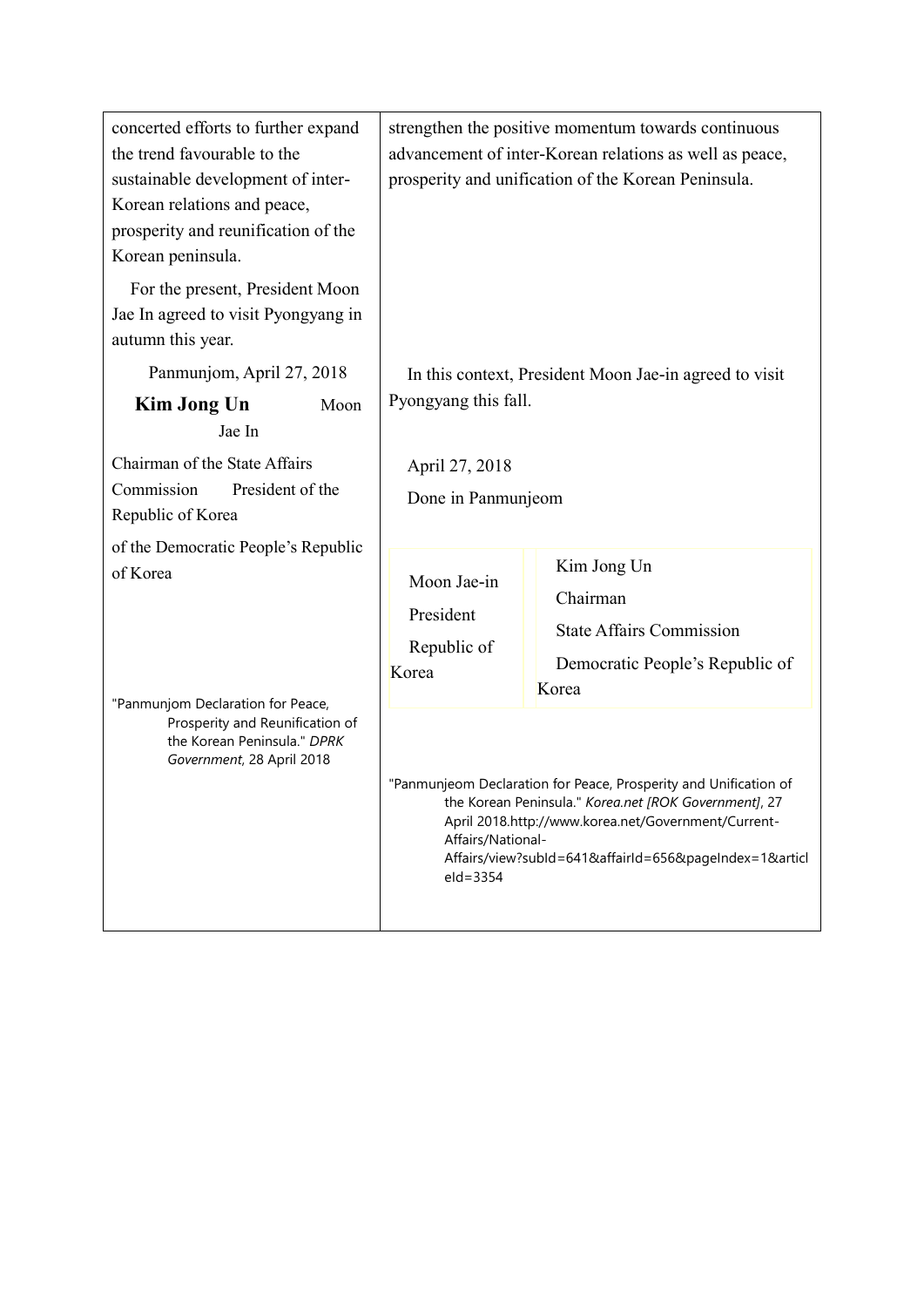| | |
|---|---|
| concerted efforts to further expand the trend favourable to the sustainable development of inter-Korean relations and peace, prosperity and reunification of the Korean peninsula.<br><br>For the present, President Moon Jae In agreed to visit Pyongyang in autumn this year.<br><br>Panmunjom, April 27, 2018<br><br>**Kim Jong Un** Moon Jae In<br><br>Chairman of the State Affairs Commission President of the Republic of Korea<br><br>of the Democratic People's Republic of Korea<br><br>"Panmunjom Declaration for Peace, Prosperity and Reunification of the Korean Peninsula." *DPRK Government*, 28 April 2018 | strengthen the positive momentum towards continuous advancement of inter-Korean relations as well as peace, prosperity and unification of the Korean Peninsula.<br><br>In this context, President Moon Jae-in agreed to visit Pyongyang this fall.<br><br>April 27, 2018<br><br>Done in Panmunjeom<br><br>Moon Jae-in<br>President<br>Republic of Korea<br><br>Kim Jong Un<br>Chairman<br>State Affairs Commission<br>Democratic People's Republic of Korea<br><br>"Panmunjeom Declaration for Peace, Prosperity and Unification of the Korean Peninsula." *Korea.net [ROK Government]*, 27 April 2018.http://www.korea.net/Government/Current-Affairs/National-Affairs/view?subId=641&affairId=656&pageIndex=1&articleId=3354 |